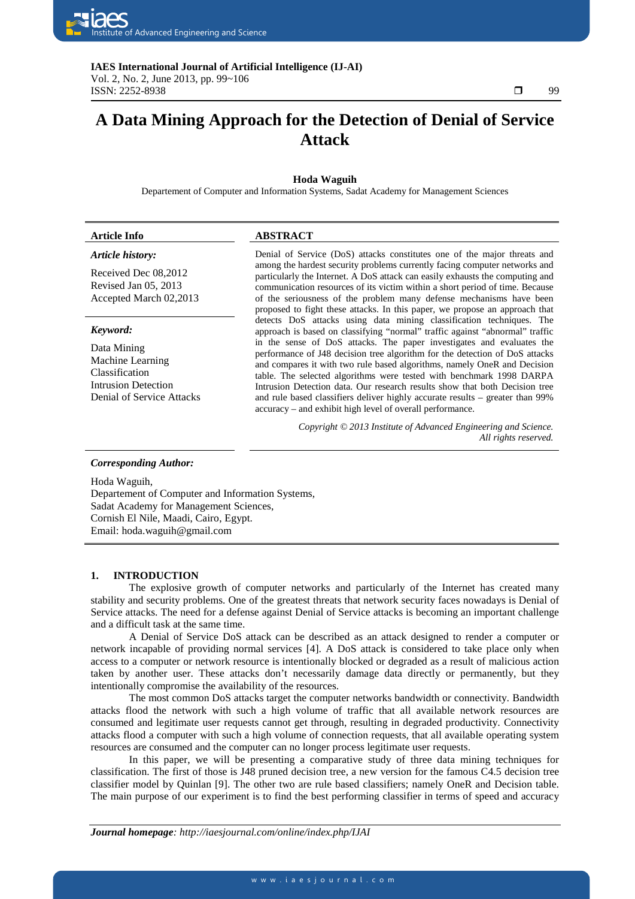# A Data Mining Approach for the Detection of Denial of Service Attack

**Hoda Waguih**

Departement of Computer and Information Systems, Sadat Academy for Management Sciences

**Article Info**

***Article history:***

Received Dec 08,2012
Revised Jan 05, 2013
Accepted March 02,2013

***Keyword:***

Data Mining
Machine Learning
Classification
Intrusion Detection
Denial of Service Attacks

**ABSTRACT**

Denial of Service (DoS) attacks constitutes one of the major threats and among the hardest security problems currently facing computer networks and particularly the Internet. A DoS attack can easily exhausts the computing and communication resources of its victim within a short period of time. Because of the seriousness of the problem many defense mechanisms have been proposed to fight these attacks. In this paper, we propose an approach that detects DoS attacks using data mining classification techniques. The approach is based on classifying "normal" traffic against "abnormal" traffic in the sense of DoS attacks. The paper investigates and evaluates the performance of J48 decision tree algorithm for the detection of DoS attacks and compares it with two rule based algorithms, namely OneR and Decision table. The selected algorithms were tested with benchmark 1998 DARPA Intrusion Detection data. Our research results show that both Decision tree and rule based classifiers deliver highly accurate results – greater than 99% accuracy – and exhibit high level of overall performance.

*Copyright © 2013 Institute of Advanced Engineering and Science. All rights reserved.*

***Corresponding Author:***

Hoda Waguih,
Departement of Computer and Information Systems,
Sadat Academy for Management Sciences,
Cornish El Nile, Maadi, Cairo, Egypt.
Email: hoda.waguih@gmail.com

## 1. INTRODUCTION

The explosive growth of computer networks and particularly of the Internet has created many stability and security problems. One of the greatest threats that network security faces nowadays is Denial of Service attacks. The need for a defense against Denial of Service attacks is becoming an important challenge and a difficult task at the same time.

A Denial of Service DoS attack can be described as an attack designed to render a computer or network incapable of providing normal services [4]. A DoS attack is considered to take place only when access to a computer or network resource is intentionally blocked or degraded as a result of malicious action taken by another user. These attacks don't necessarily damage data directly or permanently, but they intentionally compromise the availability of the resources.

The most common DoS attacks target the computer networks bandwidth or connectivity. Bandwidth attacks flood the network with such a high volume of traffic that all available network resources are consumed and legitimate user requests cannot get through, resulting in degraded productivity. Connectivity attacks flood a computer with such a high volume of connection requests, that all available operating system resources are consumed and the computer can no longer process legitimate user requests.

In this paper, we will be presenting a comparative study of three data mining techniques for classification. The first of those is J48 pruned decision tree, a new version for the famous C4.5 decision tree classifier model by Quinlan [9]. The other two are rule based classifiers; namely OneR and Decision table. The main purpose of our experiment is to find the best performing classifier in terms of speed and accuracy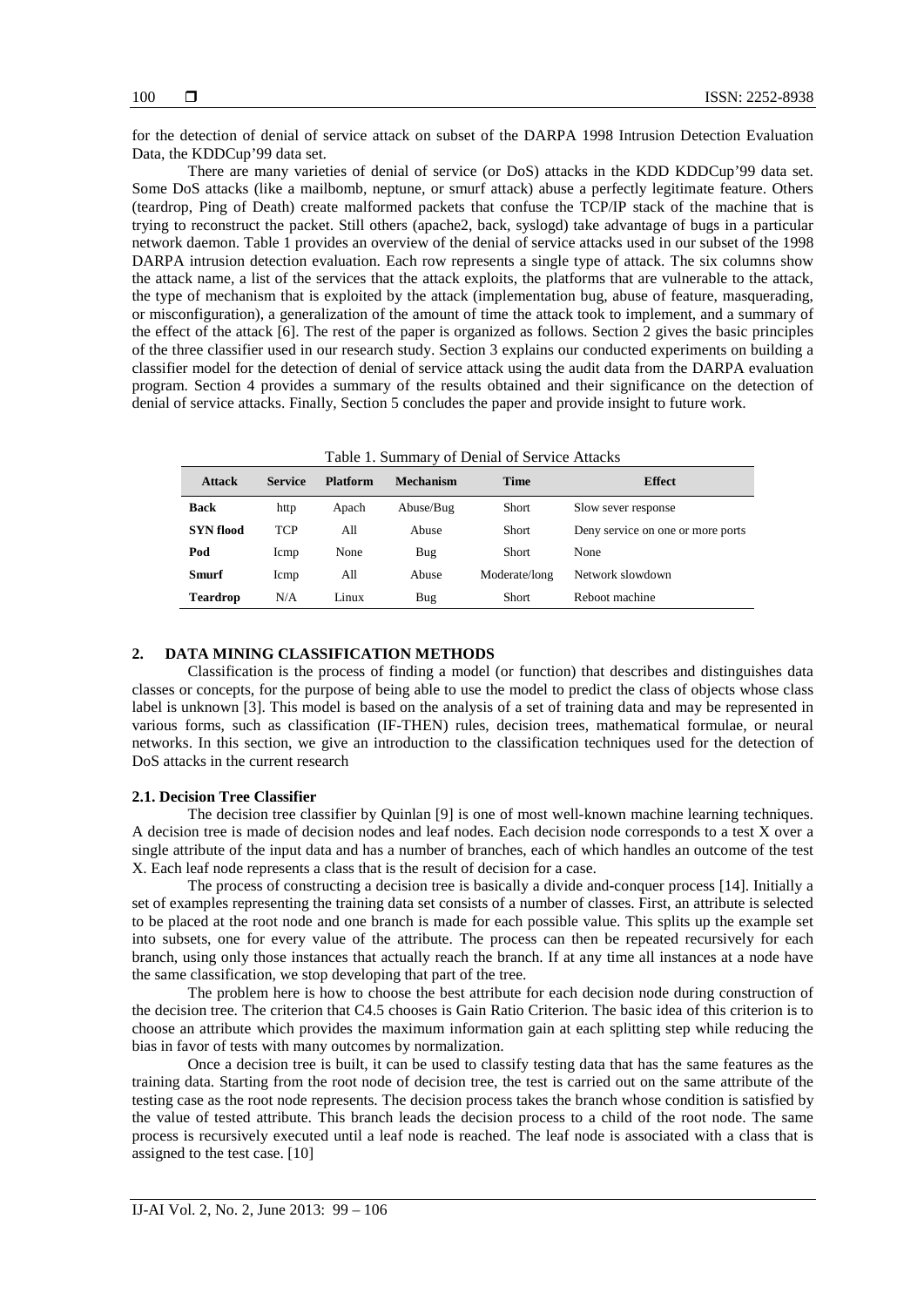for the detection of denial of service attack on subset of the DARPA 1998 Intrusion Detection Evaluation Data, the KDDCup'99 data set.

There are many varieties of denial of service (or DoS) attacks in the KDD KDDCup'99 data set. Some DoS attacks (like a mailbomb, neptune, or smurf attack) abuse a perfectly legitimate feature. Others (teardrop, Ping of Death) create malformed packets that confuse the TCP/IP stack of the machine that is trying to reconstruct the packet. Still others (apache2, back, syslogd) take advantage of bugs in a particular network daemon. Table 1 provides an overview of the denial of service attacks used in our subset of the 1998 DARPA intrusion detection evaluation. Each row represents a single type of attack. The six columns show the attack name, a list of the services that the attack exploits, the platforms that are vulnerable to the attack, the type of mechanism that is exploited by the attack (implementation bug, abuse of feature, masquerading, or misconfiguration), a generalization of the amount of time the attack took to implement, and a summary of the effect of the attack [6]. The rest of the paper is organized as follows. Section 2 gives the basic principles of the three classifier used in our research study. Section 3 explains our conducted experiments on building a classifier model for the detection of denial of service attack using the audit data from the DARPA evaluation program. Section 4 provides a summary of the results obtained and their significance on the detection of denial of service attacks. Finally, Section 5 concludes the paper and provide insight to future work.

Table 1. Summary of Denial of Service Attacks

| Attack | Service | Platform | Mechanism | Time | Effect |
|---|---|---|---|---|---|
| **Back** | http | Apach | Abuse/Bug | Short | Slow sever response |
| **SYN flood** | TCP | All | Abuse | Short | Deny service on one or more ports |
| **Pod** | Icmp | None | Bug | Short | None |
| **Smurf** | Icmp | All | Abuse | Moderate/long | Network slowdown |
| **Teardrop** | N/A | Linux | Bug | Short | Reboot machine |

## 2. DATA MINING CLASSIFICATION METHODS

Classification is the process of finding a model (or function) that describes and distinguishes data classes or concepts, for the purpose of being able to use the model to predict the class of objects whose class label is unknown [3]. This model is based on the analysis of a set of training data and may be represented in various forms, such as classification (IF-THEN) rules, decision trees, mathematical formulae, or neural networks. In this section, we give an introduction to the classification techniques used for the detection of DoS attacks in the current research

### 2.1. Decision Tree Classifier

The decision tree classifier by Quinlan [9] is one of most well-known machine learning techniques. A decision tree is made of decision nodes and leaf nodes. Each decision node corresponds to a test X over a single attribute of the input data and has a number of branches, each of which handles an outcome of the test X. Each leaf node represents a class that is the result of decision for a case.

The process of constructing a decision tree is basically a divide and-conquer process [14]. Initially a set of examples representing the training data set consists of a number of classes. First, an attribute is selected to be placed at the root node and one branch is made for each possible value. This splits up the example set into subsets, one for every value of the attribute. The process can then be repeated recursively for each branch, using only those instances that actually reach the branch. If at any time all instances at a node have the same classification, we stop developing that part of the tree.

The problem here is how to choose the best attribute for each decision node during construction of the decision tree. The criterion that C4.5 chooses is Gain Ratio Criterion. The basic idea of this criterion is to choose an attribute which provides the maximum information gain at each splitting step while reducing the bias in favor of tests with many outcomes by normalization.

Once a decision tree is built, it can be used to classify testing data that has the same features as the training data. Starting from the root node of decision tree, the test is carried out on the same attribute of the testing case as the root node represents. The decision process takes the branch whose condition is satisfied by the value of tested attribute. This branch leads the decision process to a child of the root node. The same process is recursively executed until a leaf node is reached. The leaf node is associated with a class that is assigned to the test case. [10]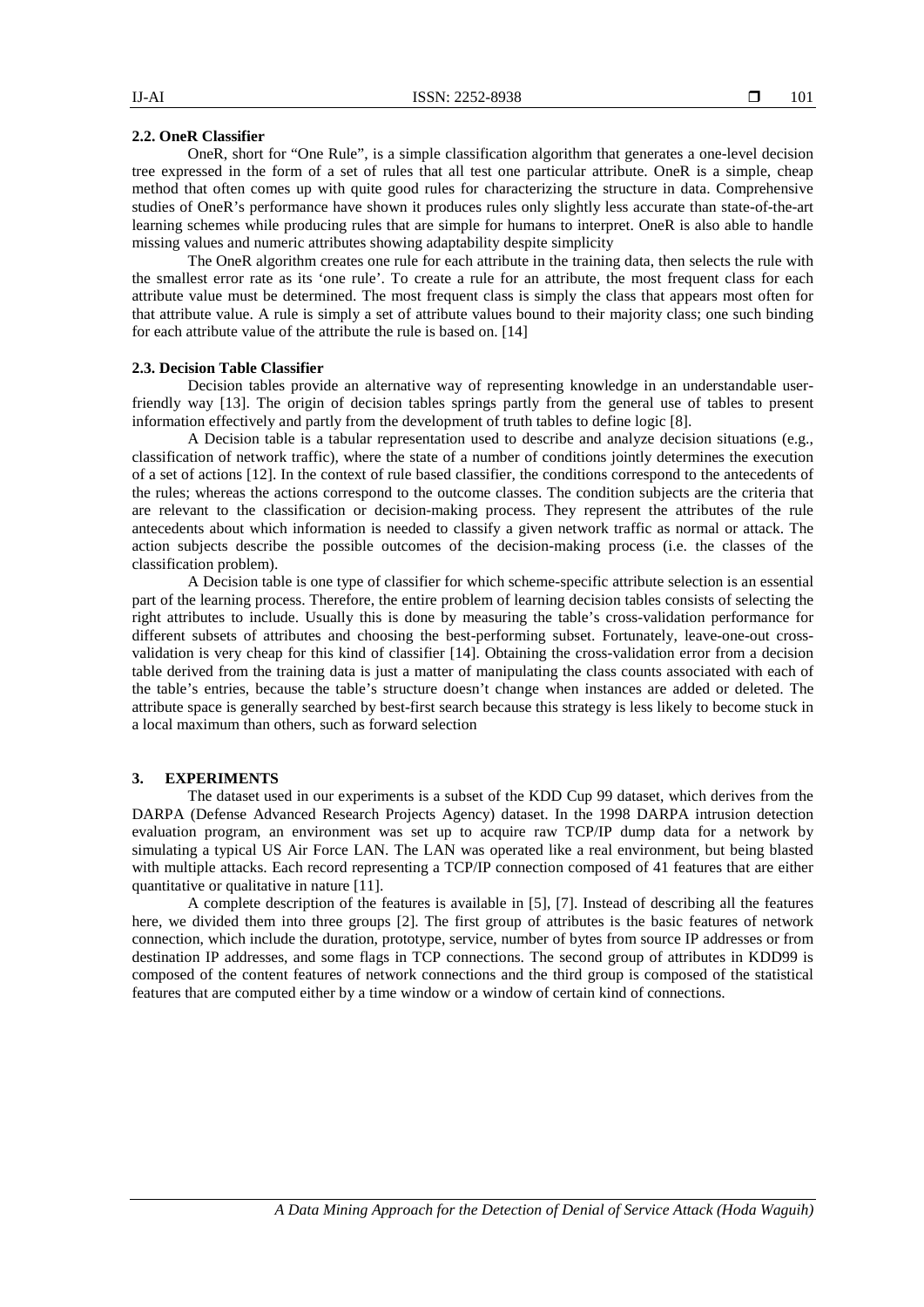### 2.2. OneR Classifier

OneR, short for "One Rule", is a simple classification algorithm that generates a one-level decision tree expressed in the form of a set of rules that all test one particular attribute. OneR is a simple, cheap method that often comes up with quite good rules for characterizing the structure in data. Comprehensive studies of OneR's performance have shown it produces rules only slightly less accurate than state-of-the-art learning schemes while producing rules that are simple for humans to interpret. OneR is also able to handle missing values and numeric attributes showing adaptability despite simplicity

The OneR algorithm creates one rule for each attribute in the training data, then selects the rule with the smallest error rate as its 'one rule'. To create a rule for an attribute, the most frequent class for each attribute value must be determined. The most frequent class is simply the class that appears most often for that attribute value. A rule is simply a set of attribute values bound to their majority class; one such binding for each attribute value of the attribute the rule is based on. [14]

### 2.3. Decision Table Classifier

Decision tables provide an alternative way of representing knowledge in an understandable user-friendly way [13]. The origin of decision tables springs partly from the general use of tables to present information effectively and partly from the development of truth tables to define logic [8].

A Decision table is a tabular representation used to describe and analyze decision situations (e.g., classification of network traffic), where the state of a number of conditions jointly determines the execution of a set of actions [12]. In the context of rule based classifier, the conditions correspond to the antecedents of the rules; whereas the actions correspond to the outcome classes. The condition subjects are the criteria that are relevant to the classification or decision-making process. They represent the attributes of the rule antecedents about which information is needed to classify a given network traffic as normal or attack. The action subjects describe the possible outcomes of the decision-making process (i.e. the classes of the classification problem).

A Decision table is one type of classifier for which scheme-specific attribute selection is an essential part of the learning process. Therefore, the entire problem of learning decision tables consists of selecting the right attributes to include. Usually this is done by measuring the table's cross-validation performance for different subsets of attributes and choosing the best-performing subset. Fortunately, leave-one-out cross-validation is very cheap for this kind of classifier [14]. Obtaining the cross-validation error from a decision table derived from the training data is just a matter of manipulating the class counts associated with each of the table's entries, because the table's structure doesn't change when instances are added or deleted. The attribute space is generally searched by best-first search because this strategy is less likely to become stuck in a local maximum than others, such as forward selection

## 3. EXPERIMENTS

The dataset used in our experiments is a subset of the KDD Cup 99 dataset, which derives from the DARPA (Defense Advanced Research Projects Agency) dataset. In the 1998 DARPA intrusion detection evaluation program, an environment was set up to acquire raw TCP/IP dump data for a network by simulating a typical US Air Force LAN. The LAN was operated like a real environment, but being blasted with multiple attacks. Each record representing a TCP/IP connection composed of 41 features that are either quantitative or qualitative in nature [11].

A complete description of the features is available in [5], [7]. Instead of describing all the features here, we divided them into three groups [2]. The first group of attributes is the basic features of network connection, which include the duration, prototype, service, number of bytes from source IP addresses or from destination IP addresses, and some flags in TCP connections. The second group of attributes in KDD99 is composed of the content features of network connections and the third group is composed of the statistical features that are computed either by a time window or a window of certain kind of connections.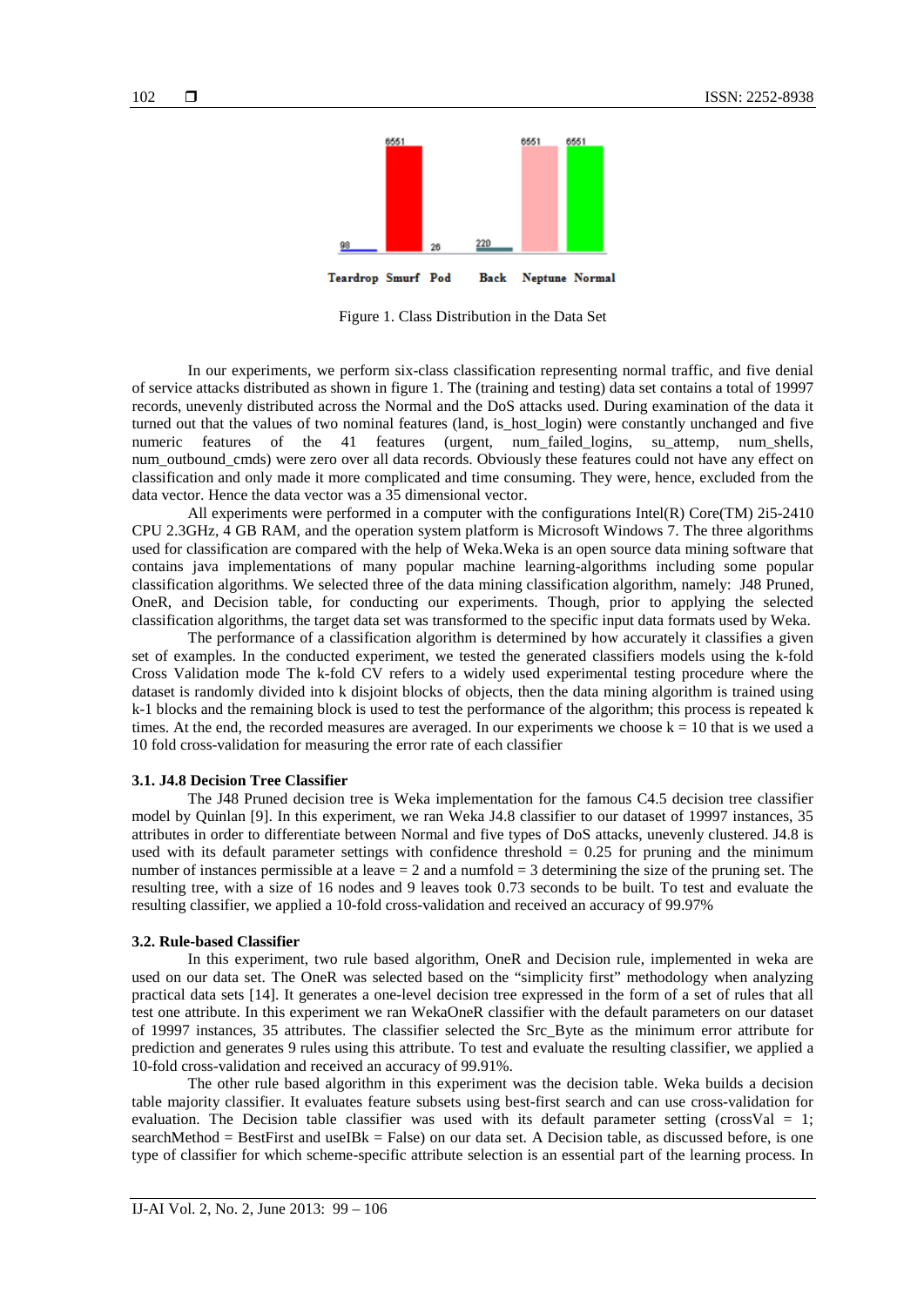Figure 1. Class Distribution in the Data Set

In our experiments, we perform six-class classification representing normal traffic, and five denial of service attacks distributed as shown in figure 1. The (training and testing) data set contains a total of 19997 records, unevenly distributed across the Normal and the DoS attacks used. During examination of the data it turned out that the values of two nominal features (land, is_host_login) were constantly unchanged and five numeric features of the 41 features (urgent, num_failed_logins, su_attemp, num_shells, num_outbound_cmds) were zero over all data records. Obviously these features could not have any effect on classification and only made it more complicated and time consuming. They were, hence, excluded from the data vector. Hence the data vector was a 35 dimensional vector.

All experiments were performed in a computer with the configurations Intel(R) Core(TM) 2i5-2410 CPU 2.3GHz, 4 GB RAM, and the operation system platform is Microsoft Windows 7. The three algorithms used for classification are compared with the help of Weka.Weka is an open source data mining software that contains java implementations of many popular machine learning-algorithms including some popular classification algorithms. We selected three of the data mining classification algorithm, namely: J48 Pruned, OneR, and Decision table, for conducting our experiments. Though, prior to applying the selected classification algorithms, the target data set was transformed to the specific input data formats used by Weka.

The performance of a classification algorithm is determined by how accurately it classifies a given set of examples. In the conducted experiment, we tested the generated classifiers models using the k-fold Cross Validation mode The k-fold CV refers to a widely used experimental testing procedure where the dataset is randomly divided into k disjoint blocks of objects, then the data mining algorithm is trained using k-1 blocks and the remaining block is used to test the performance of the algorithm; this process is repeated k times. At the end, the recorded measures are averaged. In our experiments we choose k = 10 that is we used a 10 fold cross-validation for measuring the error rate of each classifier

### 3.1. J4.8 Decision Tree Classifier

The J48 Pruned decision tree is Weka implementation for the famous C4.5 decision tree classifier model by Quinlan [9]. In this experiment, we ran Weka J4.8 classifier to our dataset of 19997 instances, 35 attributes in order to differentiate between Normal and five types of DoS attacks, unevenly clustered. J4.8 is used with its default parameter settings with confidence threshold = 0.25 for pruning and the minimum number of instances permissible at a leave = 2 and a numfold = 3 determining the size of the pruning set. The resulting tree, with a size of 16 nodes and 9 leaves took 0.73 seconds to be built. To test and evaluate the resulting classifier, we applied a 10-fold cross-validation and received an accuracy of 99.97%

### 3.2. Rule-based Classifier

In this experiment, two rule based algorithm, OneR and Decision rule, implemented in weka are used on our data set. The OneR was selected based on the "simplicity first" methodology when analyzing practical data sets [14]. It generates a one-level decision tree expressed in the form of a set of rules that all test one attribute. In this experiment we ran WekaOneR classifier with the default parameters on our dataset of 19997 instances, 35 attributes. The classifier selected the Src_Byte as the minimum error attribute for prediction and generates 9 rules using this attribute. To test and evaluate the resulting classifier, we applied a 10-fold cross-validation and received an accuracy of 99.91%.

The other rule based algorithm in this experiment was the decision table. Weka builds a decision table majority classifier. It evaluates feature subsets using best-first search and can use cross-validation for evaluation. The Decision table classifier was used with its default parameter setting (crossVal = 1; searchMethod = BestFirst and useIBk = False) on our data set. A Decision table, as discussed before, is one type of classifier for which scheme-specific attribute selection is an essential part of the learning process. In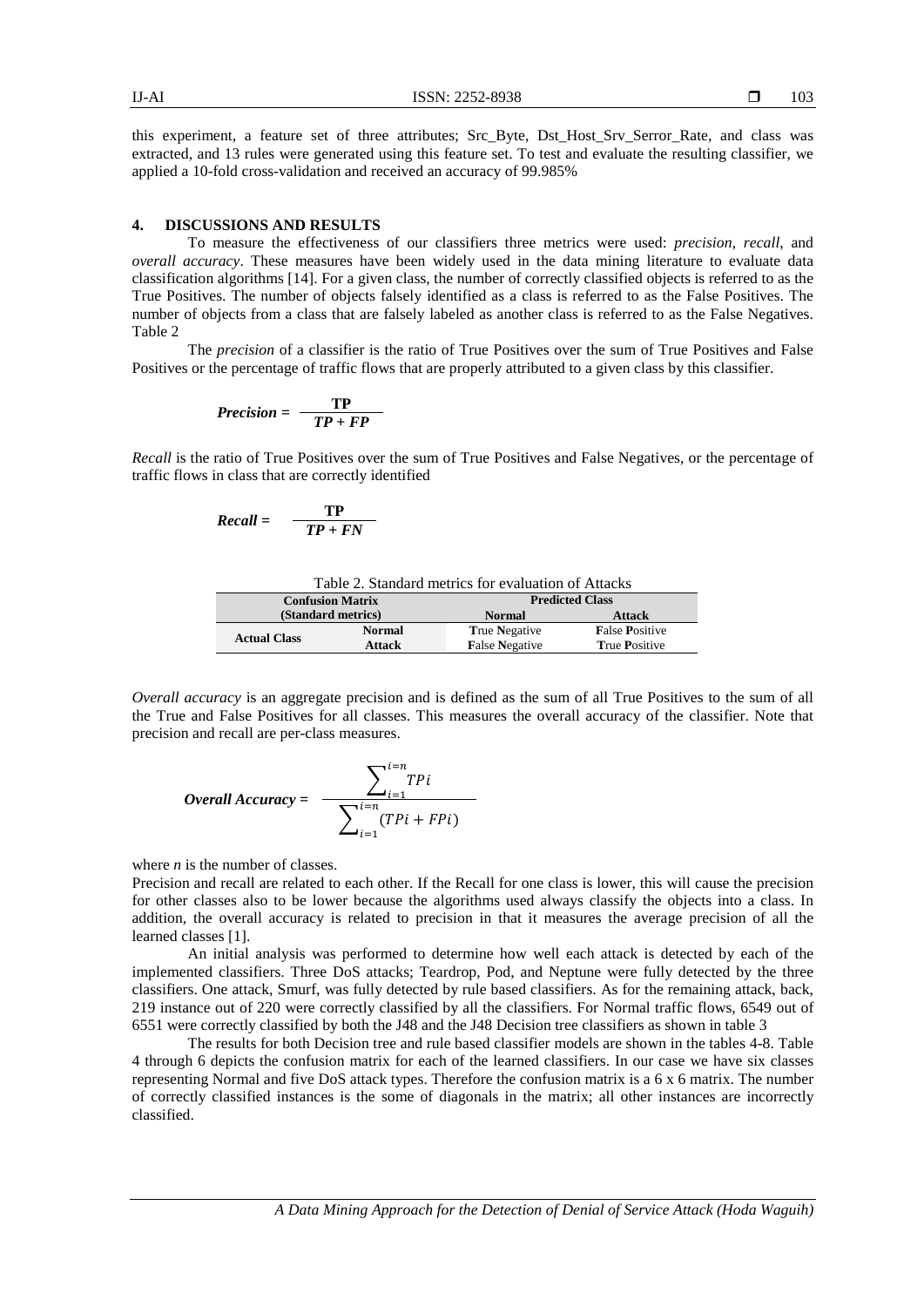this experiment, a feature set of three attributes; Src_Byte, Dst_Host_Srv_Serror_Rate, and class was extracted, and 13 rules were generated using this feature set. To test and evaluate the resulting classifier, we applied a 10-fold cross-validation and received an accuracy of 99.985%

## 4. DISCUSSIONS AND RESULTS

To measure the effectiveness of our classifiers three metrics were used: *precision*, *recall*, and *overall accuracy*. These measures have been widely used in the data mining literature to evaluate data classification algorithms [14]. For a given class, the number of correctly classified objects is referred to as the True Positives. The number of objects falsely identified as a class is referred to as the False Positives. The number of objects from a class that are falsely labeled as another class is referred to as the False Negatives. Table 2

The *precision* of a classifier is the ratio of True Positives over the sum of True Positives and False Positives or the percentage of traffic flows that are properly attributed to a given class by this classifier.

$$\textit{Precision} = \frac{TP}{TP + FP}$$

*Recall* is the ratio of True Positives over the sum of True Positives and False Negatives, or the percentage of traffic flows in class that are correctly identified

$$\textit{Recall} = \frac{TP}{TP + FN}$$

Table 2. Standard metrics for evaluation of Attacks

| Confusion Matrix (Standard metrics) | | Predicted Class | |
|---|---|---|---|
| | | **Normal** | **Attack** |
| **Actual Class** | **Normal** | **T**rue **N**egative | **F**alse **P**ositive |
| | **Attack** | **F**alse **N**egative | **T**rue **P**ositive |

*Overall accuracy* is an aggregate precision and is defined as the sum of all True Positives to the sum of all the True and False Positives for all classes. This measures the overall accuracy of the classifier. Note that precision and recall are per-class measures.

$$\textit{Overall Accuracy} = \frac{\sum_{i=1}^{i=n} TPi}{\sum_{i=1}^{i=n} (TPi + FPi)}$$

where *n* is the number of classes.

Precision and recall are related to each other. If the Recall for one class is lower, this will cause the precision for other classes also to be lower because the algorithms used always classify the objects into a class. In addition, the overall accuracy is related to precision in that it measures the average precision of all the learned classes [1].

An initial analysis was performed to determine how well each attack is detected by each of the implemented classifiers. Three DoS attacks; Teardrop, Pod, and Neptune were fully detected by the three classifiers. One attack, Smurf, was fully detected by rule based classifiers. As for the remaining attack, back, 219 instance out of 220 were correctly classified by all the classifiers. For Normal traffic flows, 6549 out of 6551 were correctly classified by both the J48 and the J48 Decision tree classifiers as shown in table 3

The results for both Decision tree and rule based classifier models are shown in the tables 4-8. Table 4 through 6 depicts the confusion matrix for each of the learned classifiers. In our case we have six classes representing Normal and five DoS attack types. Therefore the confusion matrix is a 6 x 6 matrix. The number of correctly classified instances is the some of diagonals in the matrix; all other instances are incorrectly classified.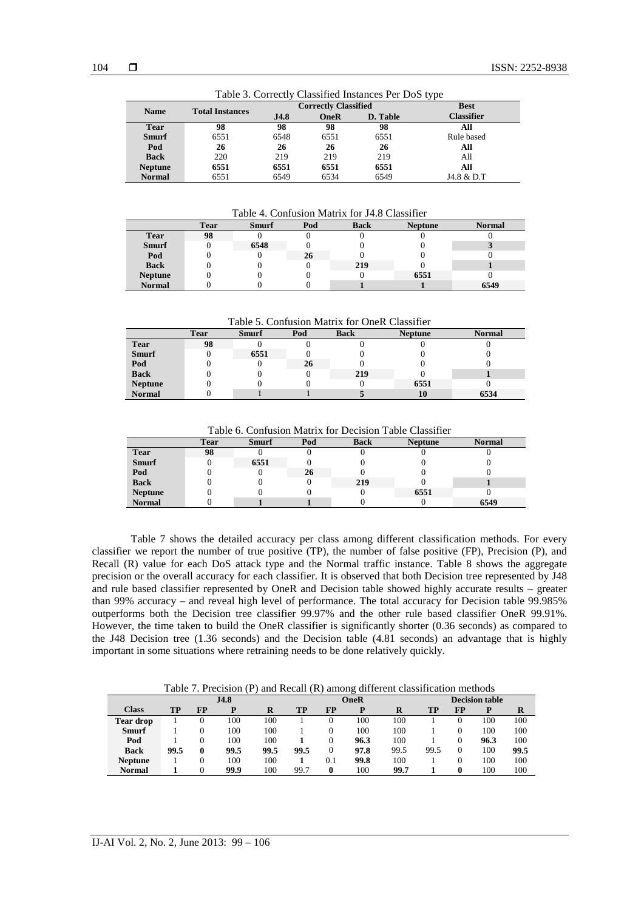Table 3. Correctly Classified Instances Per DoS type

| Name | Total Instances | Correctly Classified | | | Best Classifier |
|---|---|---|---|---|---|
| | | J4.8 | OneR | D. Table | |
| **Tear** | **98** | **98** | **98** | **98** | **All** |
| **Smurf** | 6551 | 6548 | 6551 | 6551 | Rule based |
| **Pod** | **26** | **26** | **26** | **26** | **All** |
| **Back** | 220 | 219 | 219 | 219 | All |
| **Neptune** | **6551** | **6551** | **6551** | **6551** | **All** |
| **Normal** | 6551 | 6549 | 6534 | 6549 | J4.8 & D.T |

Table 4. Confusion Matrix for J4.8 Classifier

| | Tear | Smurf | Pod | Back | Neptune | Normal |
|---|---|---|---|---|---|---|
| **Tear** | **98** | 0 | 0 | 0 | 0 | 0 |
| **Smurf** | 0 | **6548** | 0 | 0 | 0 | **3** |
| **Pod** | 0 | 0 | **26** | 0 | 0 | 0 |
| **Back** | 0 | 0 | 0 | **219** | 0 | **1** |
| **Neptune** | 0 | 0 | 0 | 0 | **6551** | 0 |
| **Normal** | 0 | 0 | 0 | **1** | **1** | **6549** |

Table 5. Confusion Matrix for OneR Classifier

| | Tear | Smurf | Pod | Back | Neptune | Normal |
|---|---|---|---|---|---|---|
| **Tear** | **98** | 0 | 0 | 0 | 0 | 0 |
| **Smurf** | 0 | **6551** | 0 | 0 | 0 | 0 |
| **Pod** | 0 | 0 | **26** | 0 | 0 | 0 |
| **Back** | 0 | 0 | 0 | **219** | 0 | **1** |
| **Neptune** | 0 | 0 | 0 | 0 | **6551** | 0 |
| **Normal** | 0 | 1 | 1 | **5** | **10** | **6534** |

Table 6. Confusion Matrix for Decision Table Classifier

| | Tear | Smurf | Pod | Back | Neptune | Normal |
|---|---|---|---|---|---|---|
| **Tear** | **98** | 0 | 0 | 0 | 0 | 0 |
| **Smurf** | 0 | **6551** | 0 | 0 | 0 | 0 |
| **Pod** | 0 | 0 | **26** | 0 | 0 | 0 |
| **Back** | 0 | 0 | 0 | **219** | 0 | **1** |
| **Neptune** | 0 | 0 | 0 | 0 | **6551** | 0 |
| **Normal** | 0 | **1** | **1** | 0 | 0 | **6549** |

Table 7 shows the detailed accuracy per class among different classification methods. For every classifier we report the number of true positive (TP), the number of false positive (FP), Precision (P), and Recall (R) value for each DoS attack type and the Normal traffic instance. Table 8 shows the aggregate precision or the overall accuracy for each classifier. It is observed that both Decision tree represented by J48 and rule based classifier represented by OneR and Decision table showed highly accurate results – greater than 99% accuracy – and reveal high level of performance. The total accuracy for Decision table 99.985% outperforms both the Decision tree classifier 99.97% and the other rule based classifier OneR 99.91%. However, the time taken to build the OneR classifier is significantly shorter (0.36 seconds) as compared to the J48 Decision tree (1.36 seconds) and the Decision table (4.81 seconds) an advantage that is highly important in some situations where retraining needs to be done relatively quickly.

Table 7. Precision (P) and Recall (R) among different classification methods

| | J4.8 | | | | OneR | | | | Decision table | | | |
|---|---|---|---|---|---|---|---|---|---|---|---|---|
| **Class** | **TP** | **FP** | **P** | **R** | **TP** | **FP** | **P** | **R** | **TP** | **FP** | **P** | **R** |
| **Tear drop** | 1 | 0 | 100 | 100 | 1 | 0 | 100 | 100 | 1 | 0 | 100 | 100 |
| **Smurf** | 1 | 0 | 100 | 100 | 1 | 0 | 100 | 100 | 1 | 0 | 100 | 100 |
| **Pod** | 1 | 0 | 100 | 100 | **1** | 0 | **96.3** | 100 | 1 | 0 | **96.3** | 100 |
| **Back** | **99.5** | **0** | **99.5** | **99.5** | **99.5** | 0 | **97.8** | 99.5 | 99.5 | 0 | 100 | **99.5** |
| **Neptune** | 1 | 0 | 100 | 100 | 1 | 0.1 | 99.8 | 100 | 1 | 0 | 100 | 100 |
| **Normal** | **1** | 0 | **99.9** | 100 | 99.7 | **0** | 100 | **99.7** | **1** | **0** | 100 | 100 |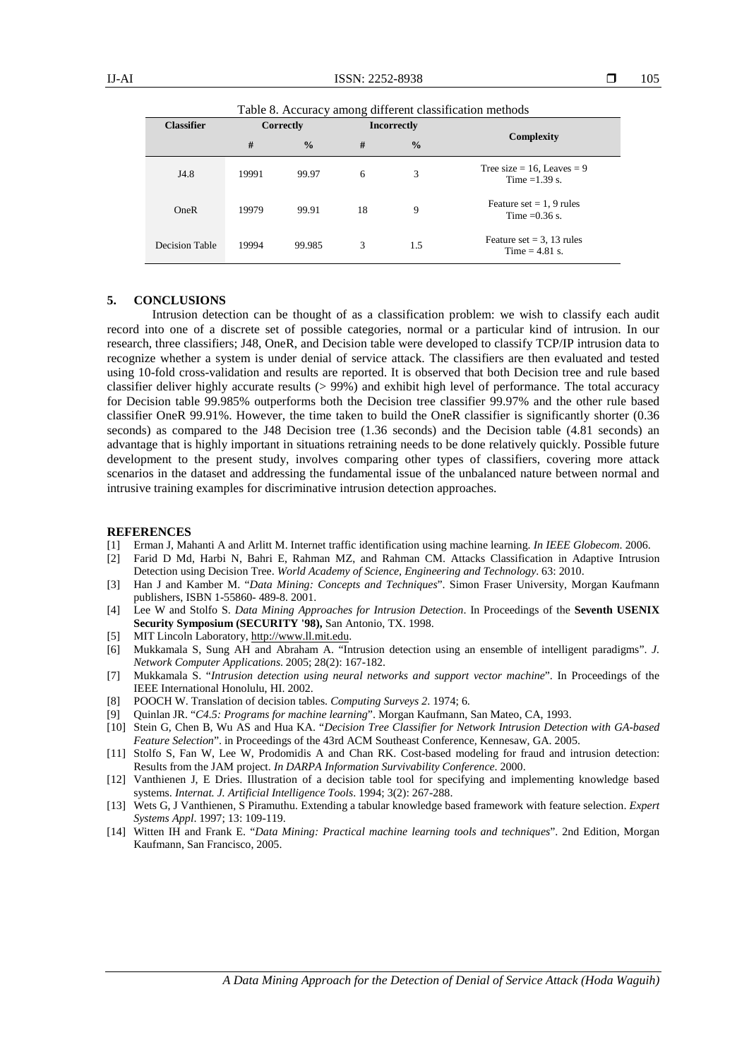Table 8. Accuracy among different classification methods

| Classifier | Correctly | | Incorrectly | | Complexity |
|---|---|---|---|---|---|
| | # | % | # | % | |
| J4.8 | 19991 | 99.97 | 6 | 3 | Tree size = 16, Leaves = 9 Time =1.39 s. |
| OneR | 19979 | 99.91 | 18 | 9 | Feature set = 1, 9 rules Time =0.36 s. |
| Decision Table | 19994 | 99.985 | 3 | 1.5 | Feature set = 3, 13 rules Time = 4.81 s. |

## 5. CONCLUSIONS

Intrusion detection can be thought of as a classification problem: we wish to classify each audit record into one of a discrete set of possible categories, normal or a particular kind of intrusion. In our research, three classifiers; J48, OneR, and Decision table were developed to classify TCP/IP intrusion data to recognize whether a system is under denial of service attack. The classifiers are then evaluated and tested using 10-fold cross-validation and results are reported. It is observed that both Decision tree and rule based classifier deliver highly accurate results (> 99%) and exhibit high level of performance. The total accuracy for Decision table 99.985% outperforms both the Decision tree classifier 99.97% and the other rule based classifier OneR 99.91%. However, the time taken to build the OneR classifier is significantly shorter (0.36 seconds) as compared to the J48 Decision tree (1.36 seconds) and the Decision table (4.81 seconds) an advantage that is highly important in situations retraining needs to be done relatively quickly. Possible future development to the present study, involves comparing other types of classifiers, covering more attack scenarios in the dataset and addressing the fundamental issue of the unbalanced nature between normal and intrusive training examples for discriminative intrusion detection approaches.

## REFERENCES

[1] Erman J, Mahanti A and Arlitt M. Internet traffic identification using machine learning. *In IEEE Globecom*. 2006.

[2] Farid D Md, Harbi N, Bahri E, Rahman MZ, and Rahman CM. Attacks Classification in Adaptive Intrusion Detection using Decision Tree. *World Academy of Science, Engineering and Technology*. 63: 2010.

[3] Han J and Kamber M. "*Data Mining: Concepts and Techniques*". Simon Fraser University, Morgan Kaufmann publishers, ISBN 1-55860- 489-8. 2001.

[4] Lee W and Stolfo S. *Data Mining Approaches for Intrusion Detection*. In Proceedings of the **Seventh USENIX Security Symposium (SECURITY '98),** San Antonio, TX. 1998.

[5] MIT Lincoln Laboratory, http://www.ll.mit.edu.

[6] Mukkamala S, Sung AH and Abraham A. "Intrusion detection using an ensemble of intelligent paradigms". *J. Network Computer Applications*. 2005; 28(2): 167-182.

[7] Mukkamala S. "*Intrusion detection using neural networks and support vector machine*". In Proceedings of the IEEE International Honolulu, HI. 2002.

[8] POOCH W. Translation of decision tables. *Computing Surveys 2*. 1974; 6.

[9] Quinlan JR. "*C4.5: Programs for machine learning*". Morgan Kaufmann, San Mateo, CA, 1993.

[10] Stein G, Chen B, Wu AS and Hua KA. "*Decision Tree Classifier for Network Intrusion Detection with GA-based Feature Selection*". in Proceedings of the 43rd ACM Southeast Conference, Kennesaw, GA. 2005.

[11] Stolfo S, Fan W, Lee W, Prodomidis A and Chan RK. Cost-based modeling for fraud and intrusion detection: Results from the JAM project. *In DARPA Information Survivability Conference*. 2000.

[12] Vanthienen J, E Dries. Illustration of a decision table tool for specifying and implementing knowledge based systems. *Internat. J. Artificial Intelligence Tools*. 1994; 3(2): 267-288.

[13] Wets G, J Vanthienen, S Piramuthu. Extending a tabular knowledge based framework with feature selection. *Expert Systems Appl*. 1997; 13: 109-119.

[14] Witten IH and Frank E. "*Data Mining: Practical machine learning tools and techniques*". 2nd Edition, Morgan Kaufmann, San Francisco, 2005.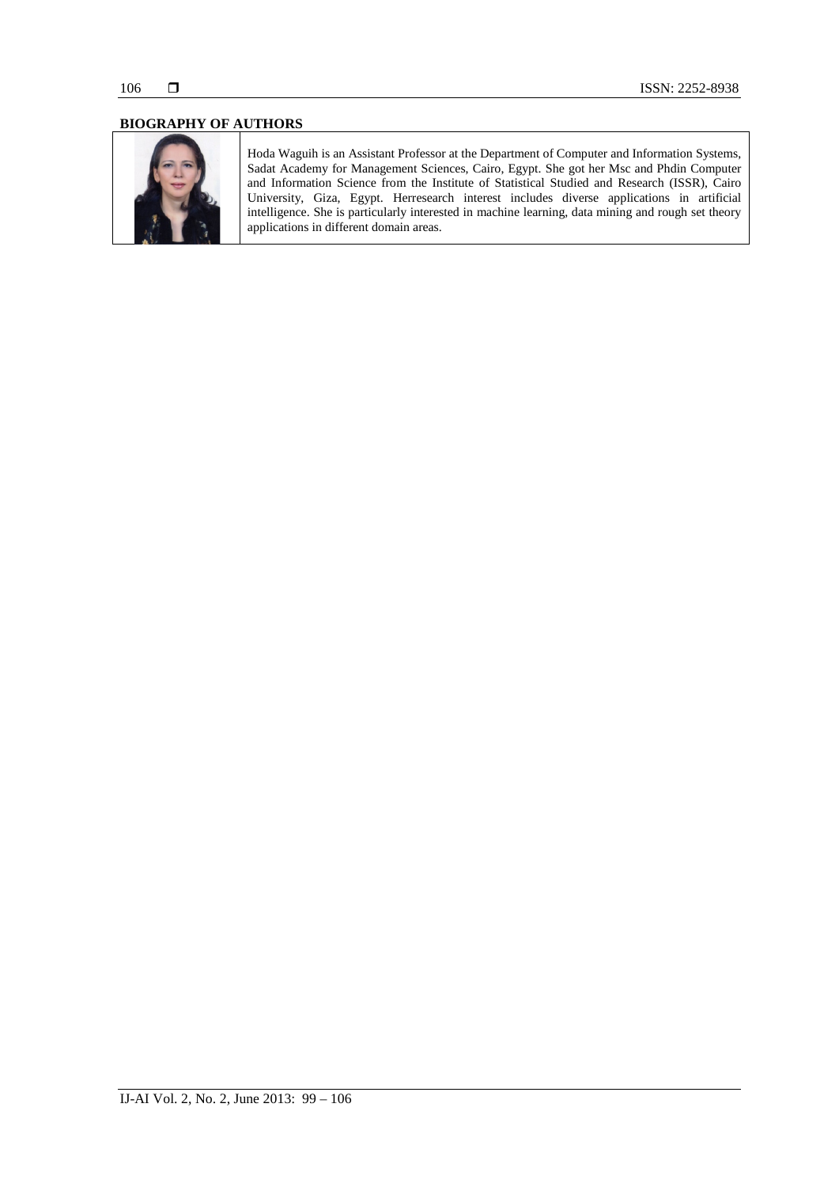**BIOGRAPHY OF AUTHORS**

Hoda Waguih is an Assistant Professor at the Department of Computer and Information Systems, Sadat Academy for Management Sciences, Cairo, Egypt. She got her Msc and Phdin Computer and Information Science from the Institute of Statistical Studied and Research (ISSR), Cairo University, Giza, Egypt. Herresearch interest includes diverse applications in artificial intelligence. She is particularly interested in machine learning, data mining and rough set theory applications in different domain areas.